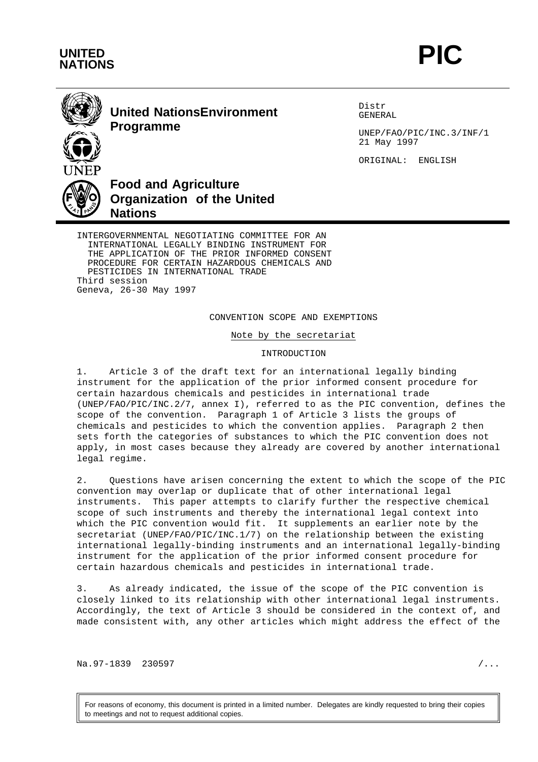**UNITED NATIONS** **PIC**

**United Nations Environment Programme**

**Food and Agriculture Organization of the United Nations**

Distr
GENERAL

UNEP/FAO/PIC/INC.3/INF/1
21 May 1997

ORIGINAL: ENGLISH

INTERGOVERNMENTAL NEGOTIATING COMMITTEE FOR AN INTERNATIONAL LEGALLY BINDING INSTRUMENT FOR THE APPLICATION OF THE PRIOR INFORMED CONSENT PROCEDURE FOR CERTAIN HAZARDOUS CHEMICALS AND PESTICIDES IN INTERNATIONAL TRADE
Third session
Geneva, 26-30 May 1997

# CONVENTION SCOPE AND EXEMPTIONS

Note by the secretariat

## INTRODUCTION

1. Article 3 of the draft text for an international legally binding instrument for the application of the prior informed consent procedure for certain hazardous chemicals and pesticides in international trade (UNEP/FAO/PIC/INC.2/7, annex I), referred to as the PIC convention, defines the scope of the convention. Paragraph 1 of Article 3 lists the groups of chemicals and pesticides to which the convention applies. Paragraph 2 then sets forth the categories of substances to which the PIC convention does not apply, in most cases because they already are covered by another international legal regime.

2. Questions have arisen concerning the extent to which the scope of the PIC convention may overlap or duplicate that of other international legal instruments. This paper attempts to clarify further the respective chemical scope of such instruments and thereby the international legal context into which the PIC convention would fit. It supplements an earlier note by the secretariat (UNEP/FAO/PIC/INC.1/7) on the relationship between the existing international legally-binding instruments and an international legally-binding instrument for the application of the prior informed consent procedure for certain hazardous chemicals and pesticides in international trade.

3. As already indicated, the issue of the scope of the PIC convention is closely linked to its relationship with other international legal instruments. Accordingly, the text of Article 3 should be considered in the context of, and made consistent with, any other articles which might address the effect of the

Na.97-1839 230597

For reasons of economy, this document is printed in a limited number. Delegates are kindly requested to bring their copies to meetings and not to request additional copies.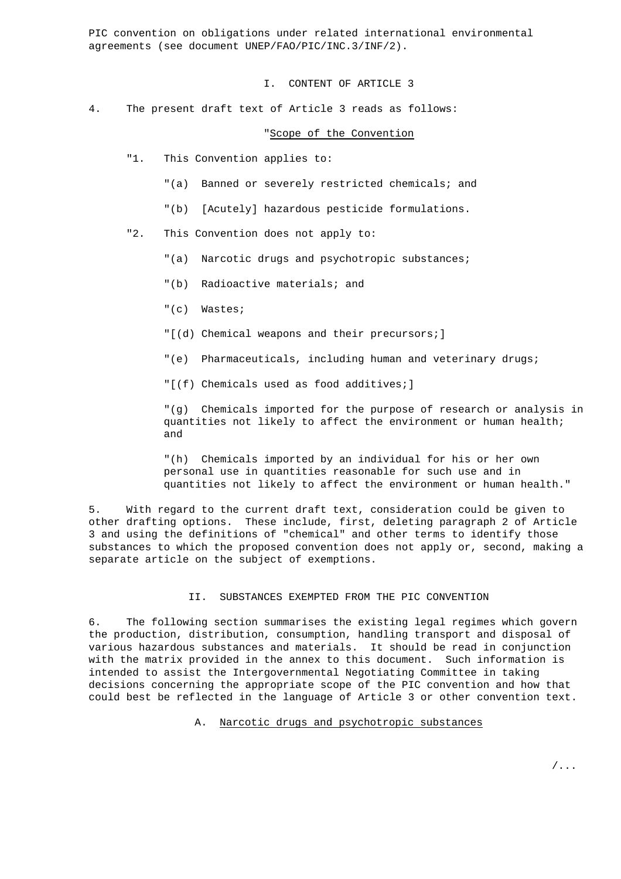PIC convention on obligations under related international environmental agreements (see document UNEP/FAO/PIC/INC.3/INF/2).

## I. CONTENT OF ARTICLE 3

4. The present draft text of Article 3 reads as follows:

"Scope of the Convention

"1. This Convention applies to:

"(a) Banned or severely restricted chemicals; and

"(b) [Acutely] hazardous pesticide formulations.

"2. This Convention does not apply to:

"(a) Narcotic drugs and psychotropic substances;

"(b) Radioactive materials; and

"(c) Wastes;

"[(d) Chemical weapons and their precursors;]

"(e) Pharmaceuticals, including human and veterinary drugs;

"[(f) Chemicals used as food additives;]

"(g) Chemicals imported for the purpose of research or analysis in quantities not likely to affect the environment or human health; and

"(h) Chemicals imported by an individual for his or her own personal use in quantities reasonable for such use and in quantities not likely to affect the environment or human health."

5. With regard to the current draft text, consideration could be given to other drafting options. These include, first, deleting paragraph 2 of Article 3 and using the definitions of "chemical" and other terms to identify those substances to which the proposed convention does not apply or, second, making a separate article on the subject of exemptions.

## II. SUBSTANCES EXEMPTED FROM THE PIC CONVENTION

6. The following section summarises the existing legal regimes which govern the production, distribution, consumption, handling transport and disposal of various hazardous substances and materials. It should be read in conjunction with the matrix provided in the annex to this document. Such information is intended to assist the Intergovernmental Negotiating Committee in taking decisions concerning the appropriate scope of the PIC convention and how that could best be reflected in the language of Article 3 or other convention text.

### A. Narcotic drugs and psychotropic substances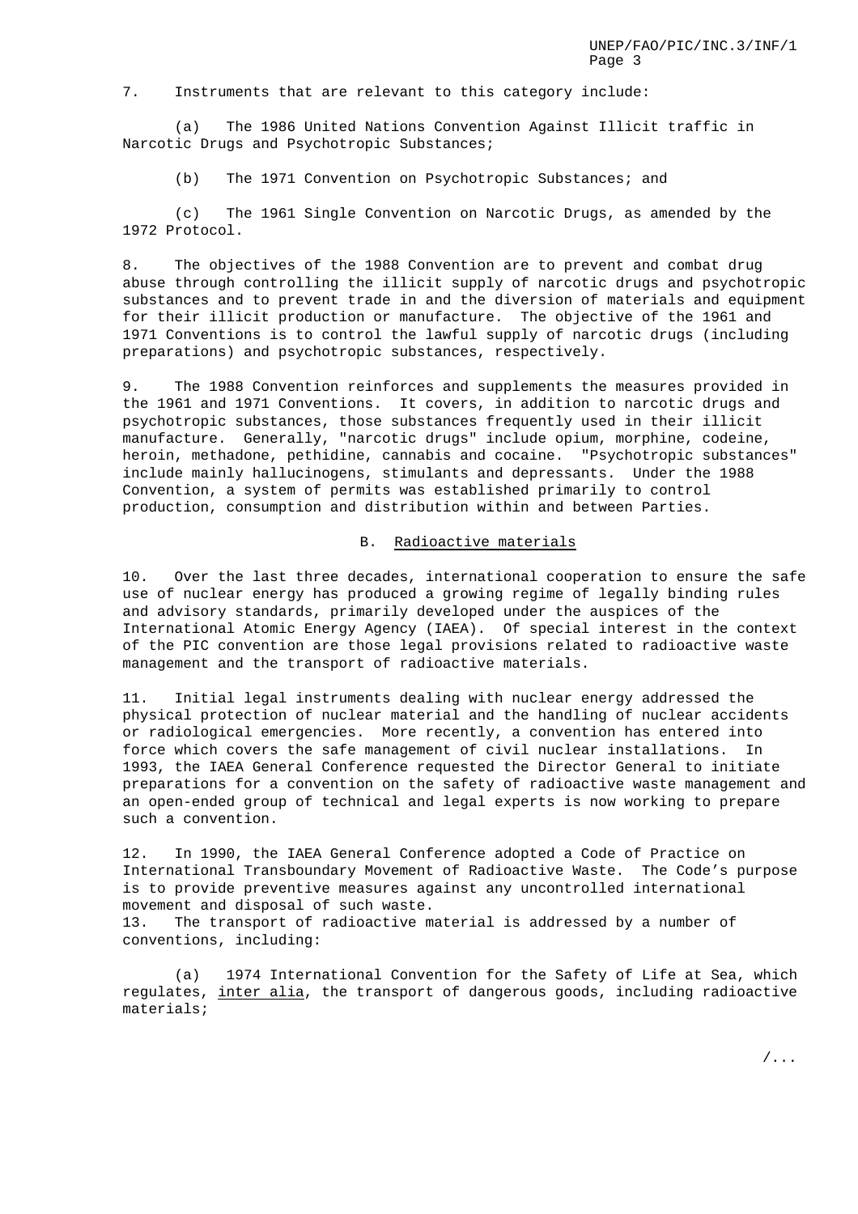7. Instruments that are relevant to this category include:

(a) The 1986 United Nations Convention Against Illicit traffic in Narcotic Drugs and Psychotropic Substances;

(b) The 1971 Convention on Psychotropic Substances; and

(c) The 1961 Single Convention on Narcotic Drugs, as amended by the 1972 Protocol.

8. The objectives of the 1988 Convention are to prevent and combat drug abuse through controlling the illicit supply of narcotic drugs and psychotropic substances and to prevent trade in and the diversion of materials and equipment for their illicit production or manufacture. The objective of the 1961 and 1971 Conventions is to control the lawful supply of narcotic drugs (including preparations) and psychotropic substances, respectively.

9. The 1988 Convention reinforces and supplements the measures provided in the 1961 and 1971 Conventions. It covers, in addition to narcotic drugs and psychotropic substances, those substances frequently used in their illicit manufacture. Generally, "narcotic drugs" include opium, morphine, codeine, heroin, methadone, pethidine, cannabis and cocaine. "Psychotropic substances" include mainly hallucinogens, stimulants and depressants. Under the 1988 Convention, a system of permits was established primarily to control production, consumption and distribution within and between Parties.

## B. Radioactive materials

10. Over the last three decades, international cooperation to ensure the safe use of nuclear energy has produced a growing regime of legally binding rules and advisory standards, primarily developed under the auspices of the International Atomic Energy Agency (IAEA). Of special interest in the context of the PIC convention are those legal provisions related to radioactive waste management and the transport of radioactive materials.

11. Initial legal instruments dealing with nuclear energy addressed the physical protection of nuclear material and the handling of nuclear accidents or radiological emergencies. More recently, a convention has entered into force which covers the safe management of civil nuclear installations. In 1993, the IAEA General Conference requested the Director General to initiate preparations for a convention on the safety of radioactive waste management and an open-ended group of technical and legal experts is now working to prepare such a convention.

12. In 1990, the IAEA General Conference adopted a Code of Practice on International Transboundary Movement of Radioactive Waste. The Code's purpose is to provide preventive measures against any uncontrolled international movement and disposal of such waste.

13. The transport of radioactive material is addressed by a number of conventions, including:

(a) 1974 International Convention for the Safety of Life at Sea, which regulates, inter alia, the transport of dangerous goods, including radioactive materials;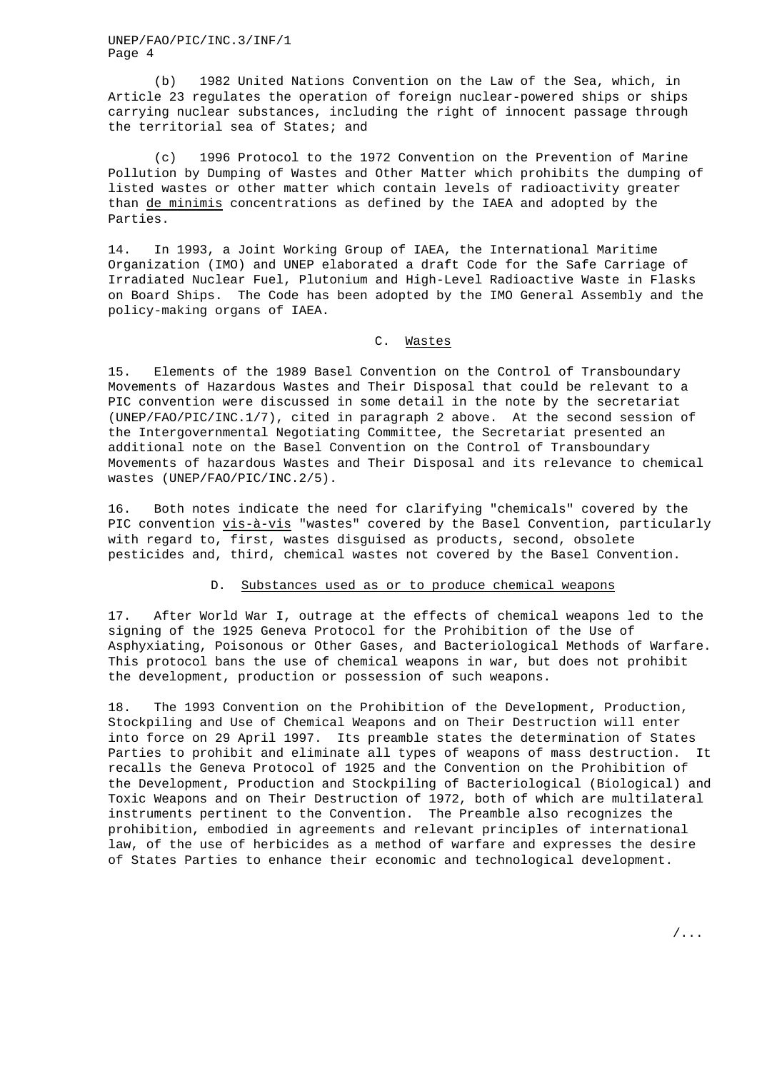(b) 1982 United Nations Convention on the Law of the Sea, which, in Article 23 regulates the operation of foreign nuclear-powered ships or ships carrying nuclear substances, including the right of innocent passage through the territorial sea of States; and

(c) 1996 Protocol to the 1972 Convention on the Prevention of Marine Pollution by Dumping of Wastes and Other Matter which prohibits the dumping of listed wastes or other matter which contain levels of radioactivity greater than de minimis concentrations as defined by the IAEA and adopted by the Parties.

14. In 1993, a Joint Working Group of IAEA, the International Maritime Organization (IMO) and UNEP elaborated a draft Code for the Safe Carriage of Irradiated Nuclear Fuel, Plutonium and High-Level Radioactive Waste in Flasks on Board Ships. The Code has been adopted by the IMO General Assembly and the policy-making organs of IAEA.

## C. Wastes

15. Elements of the 1989 Basel Convention on the Control of Transboundary Movements of Hazardous Wastes and Their Disposal that could be relevant to a PIC convention were discussed in some detail in the note by the secretariat (UNEP/FAO/PIC/INC.1/7), cited in paragraph 2 above. At the second session of the Intergovernmental Negotiating Committee, the Secretariat presented an additional note on the Basel Convention on the Control of Transboundary Movements of hazardous Wastes and Their Disposal and its relevance to chemical wastes (UNEP/FAO/PIC/INC.2/5).

16. Both notes indicate the need for clarifying "chemicals" covered by the PIC convention vis-à-vis "wastes" covered by the Basel Convention, particularly with regard to, first, wastes disguised as products, second, obsolete pesticides and, third, chemical wastes not covered by the Basel Convention.

## D. Substances used as or to produce chemical weapons

17. After World War I, outrage at the effects of chemical weapons led to the signing of the 1925 Geneva Protocol for the Prohibition of the Use of Asphyxiating, Poisonous or Other Gases, and Bacteriological Methods of Warfare. This protocol bans the use of chemical weapons in war, but does not prohibit the development, production or possession of such weapons.

18. The 1993 Convention on the Prohibition of the Development, Production, Stockpiling and Use of Chemical Weapons and on Their Destruction will enter into force on 29 April 1997. Its preamble states the determination of States Parties to prohibit and eliminate all types of weapons of mass destruction. It recalls the Geneva Protocol of 1925 and the Convention on the Prohibition of the Development, Production and Stockpiling of Bacteriological (Biological) and Toxic Weapons and on Their Destruction of 1972, both of which are multilateral instruments pertinent to the Convention. The Preamble also recognizes the prohibition, embodied in agreements and relevant principles of international law, of the use of herbicides as a method of warfare and expresses the desire of States Parties to enhance their economic and technological development.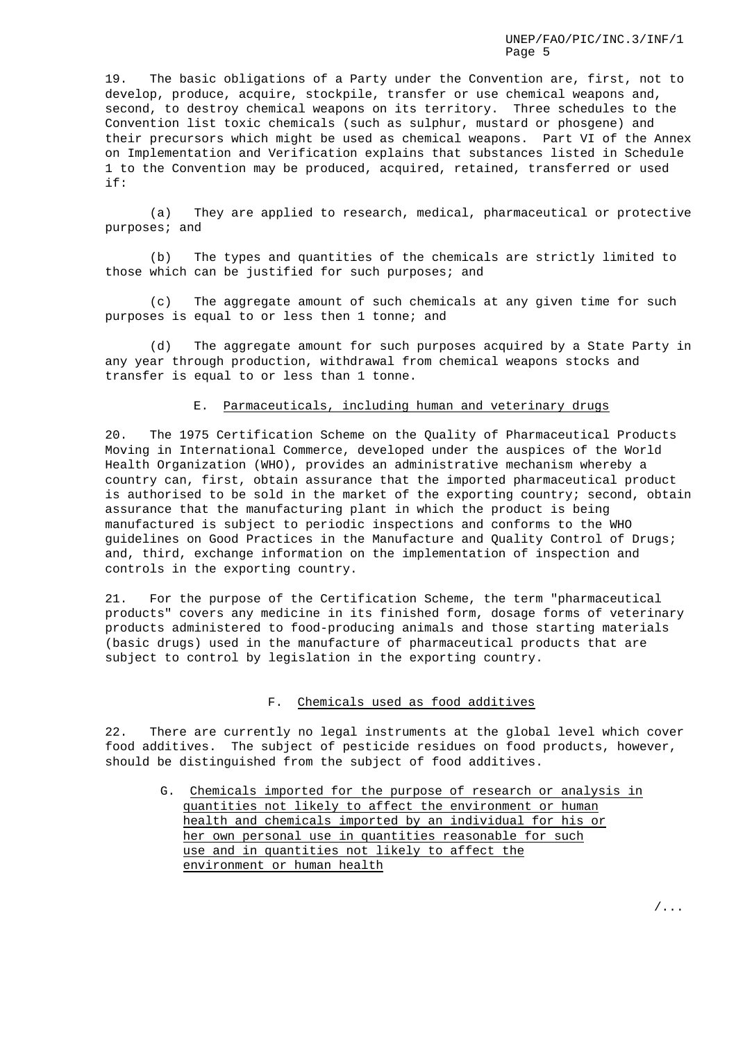19. The basic obligations of a Party under the Convention are, first, not to develop, produce, acquire, stockpile, transfer or use chemical weapons and, second, to destroy chemical weapons on its territory. Three schedules to the Convention list toxic chemicals (such as sulphur, mustard or phosgene) and their precursors which might be used as chemical weapons. Part VI of the Annex on Implementation and Verification explains that substances listed in Schedule 1 to the Convention may be produced, acquired, retained, transferred or used if:

(a) They are applied to research, medical, pharmaceutical or protective purposes; and

(b) The types and quantities of the chemicals are strictly limited to those which can be justified for such purposes; and

(c) The aggregate amount of such chemicals at any given time for such purposes is equal to or less then 1 tonne; and

(d) The aggregate amount for such purposes acquired by a State Party in any year through production, withdrawal from chemical weapons stocks and transfer is equal to or less than 1 tonne.

### E. Parmaceuticals, including human and veterinary drugs

20. The 1975 Certification Scheme on the Quality of Pharmaceutical Products Moving in International Commerce, developed under the auspices of the World Health Organization (WHO), provides an administrative mechanism whereby a country can, first, obtain assurance that the imported pharmaceutical product is authorised to be sold in the market of the exporting country; second, obtain assurance that the manufacturing plant in which the product is being manufactured is subject to periodic inspections and conforms to the WHO guidelines on Good Practices in the Manufacture and Quality Control of Drugs; and, third, exchange information on the implementation of inspection and controls in the exporting country.

21. For the purpose of the Certification Scheme, the term "pharmaceutical products" covers any medicine in its finished form, dosage forms of veterinary products administered to food-producing animals and those starting materials (basic drugs) used in the manufacture of pharmaceutical products that are subject to control by legislation in the exporting country.

### F. Chemicals used as food additives

22. There are currently no legal instruments at the global level which cover food additives. The subject of pesticide residues on food products, however, should be distinguished from the subject of food additives.

### G. Chemicals imported for the purpose of research or analysis in quantities not likely to affect the environment or human health and chemicals imported by an individual for his or her own personal use in quantities reasonable for such use and in quantities not likely to affect the environment or human health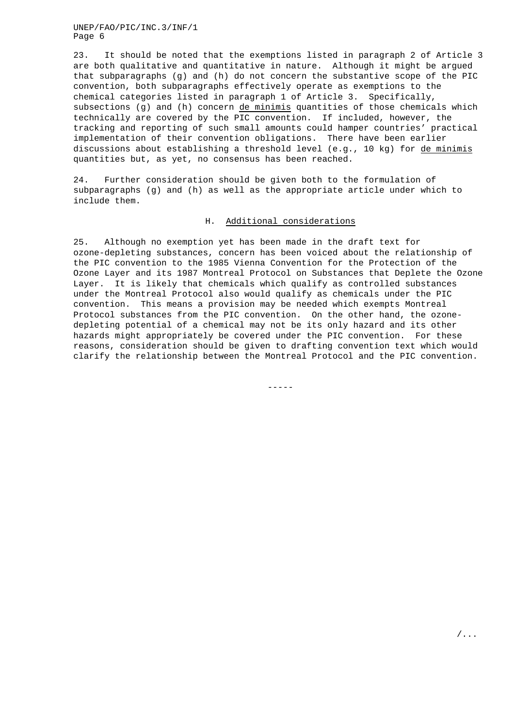23. It should be noted that the exemptions listed in paragraph 2 of Article 3 are both qualitative and quantitative in nature. Although it might be argued that subparagraphs (g) and (h) do not concern the substantive scope of the PIC convention, both subparagraphs effectively operate as exemptions to the chemical categories listed in paragraph 1 of Article 3. Specifically, subsections (g) and (h) concern de minimis quantities of those chemicals which technically are covered by the PIC convention. If included, however, the tracking and reporting of such small amounts could hamper countries' practical implementation of their convention obligations. There have been earlier discussions about establishing a threshold level (e.g., 10 kg) for de minimis quantities but, as yet, no consensus has been reached.

24. Further consideration should be given both to the formulation of subparagraphs (g) and (h) as well as the appropriate article under which to include them.

## H. Additional considerations

25. Although no exemption yet has been made in the draft text for ozone-depleting substances, concern has been voiced about the relationship of the PIC convention to the 1985 Vienna Convention for the Protection of the Ozone Layer and its 1987 Montreal Protocol on Substances that Deplete the Ozone Layer. It is likely that chemicals which qualify as controlled substances under the Montreal Protocol also would qualify as chemicals under the PIC convention. This means a provision may be needed which exempts Montreal Protocol substances from the PIC convention. On the other hand, the ozone-depleting potential of a chemical may not be its only hazard and its other hazards might appropriately be covered under the PIC convention. For these reasons, consideration should be given to drafting convention text which would clarify the relationship between the Montreal Protocol and the PIC convention.

-----